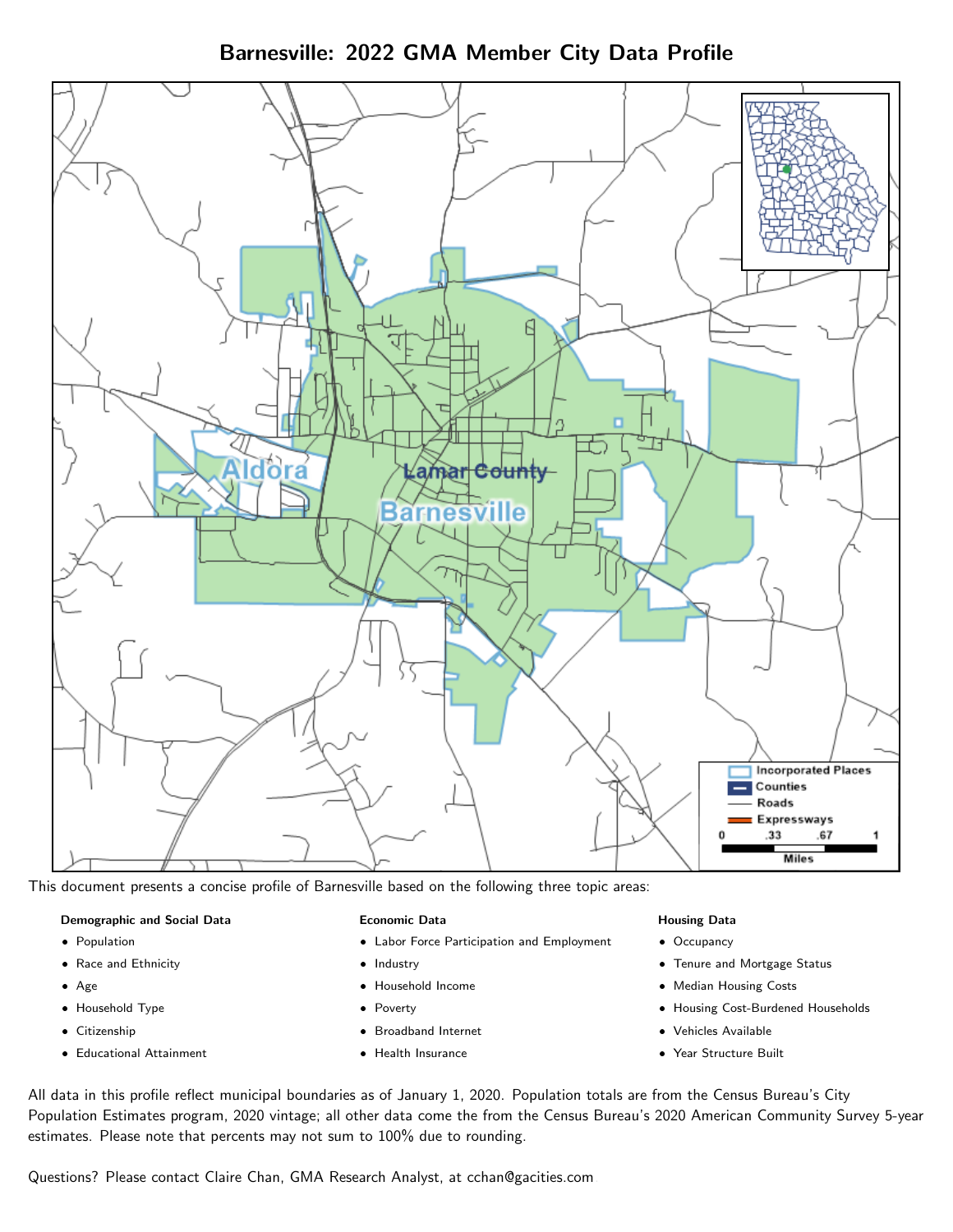# Barnesville: 2022 GMA Member City Data Profile

This document presents a concise profile of Barnesville based on the following three topic areas:

**Demographic and Social Data**

- Population
- Race and Ethnicity
- Age
- Household Type
- Citizenship
- Educational Attainment

**Economic Data**

- Labor Force Participation and Employment
- Industry
- Household Income
- Poverty
- Broadband Internet
- Health Insurance

**Housing Data**

- Occupancy
- Tenure and Mortgage Status
- Median Housing Costs
- Housing Cost-Burdened Households
- Vehicles Available
- Year Structure Built

All data in this profile reflect municipal boundaries as of January 1, 2020. Population totals are from the Census Bureau's City Population Estimates program, 2020 vintage; all other data come the from the Census Bureau's 2020 American Community Survey 5-year estimates. Please note that percents may not sum to 100% due to rounding.

Questions? Please contact Claire Chan, GMA Research Analyst, at cchan@gacities.com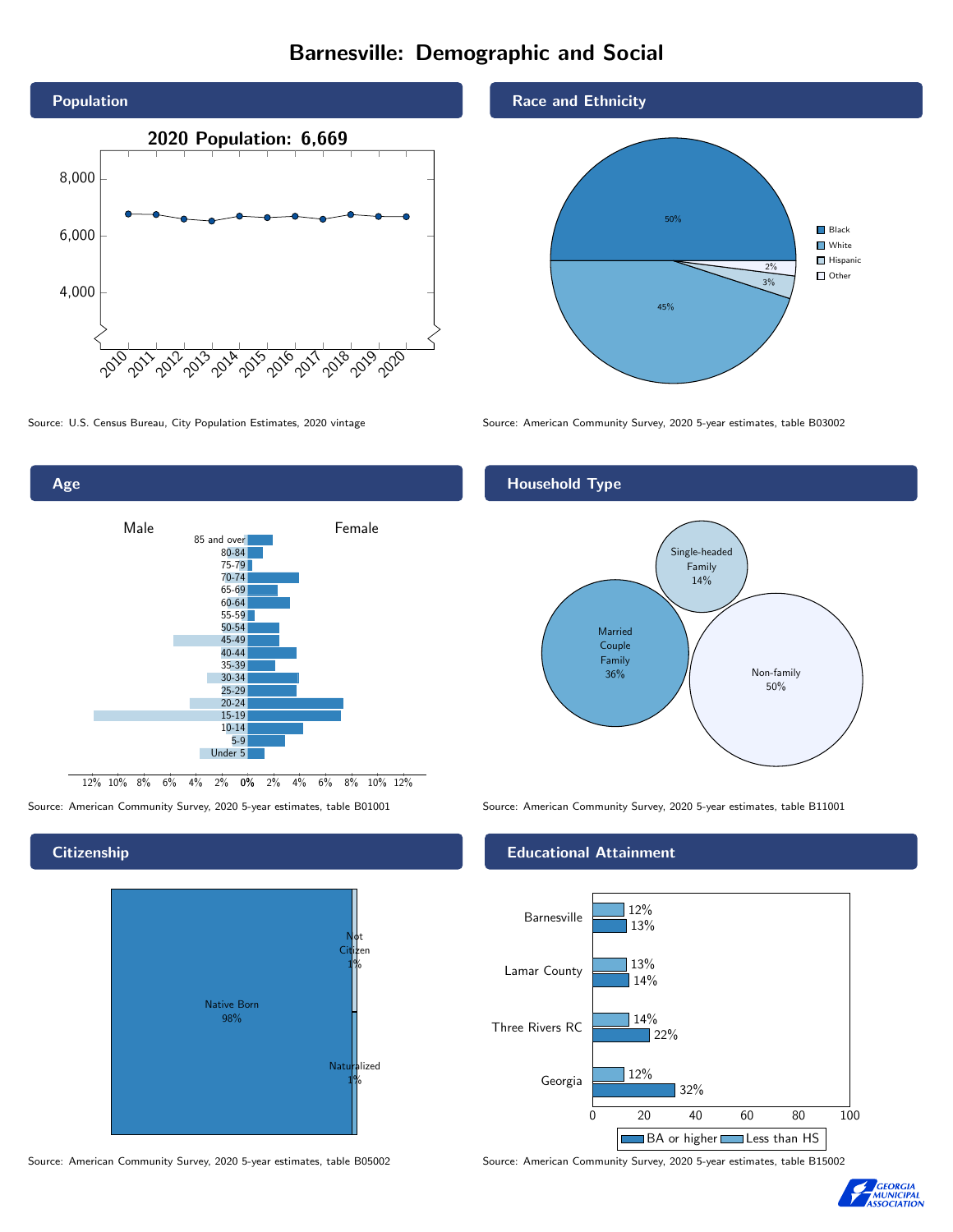# Barnesville: Demographic and Social

## Population

2020 Population: 6,669

Source: U.S. Census Bureau, City Population Estimates, 2020 vintage

## Race and Ethnicity

| Group | Percent |
|---|---|
| Black | 50% |
| White | 45% |
| Hispanic | 3% |
| Other | 2% |

Source: American Community Survey, 2020 5-year estimates, table B03002

## Age

Male / Female

Age groups: 85 and over, 80-84, 75-79, 70-74, 65-69, 60-64, 55-59, 50-54, 45-49, 40-44, 35-39, 30-34, 25-29, 20-24, 15-19, 10-14, 5-9, Under 5

Source: American Community Survey, 2020 5-year estimates, table B01001

## Household Type

| Type | Percent |
|---|---|
| Single-headed Family | 14% |
| Married Couple Family | 36% |
| Non-family | 50% |

Source: American Community Survey, 2020 5-year estimates, table B11001

## Citizenship

| Status | Percent |
|---|---|
| Native Born | 98% |
| Not Citizen | 1% |
| Naturalized | 1% |

Source: American Community Survey, 2020 5-year estimates, table B05002

## Educational Attainment

| Area | Less than HS | BA or higher |
|---|---|---|
| Barnesville | 12% | 13% |
| Lamar County | 13% | 14% |
| Three Rivers RC | 14% | 22% |
| Georgia | 12% | 32% |

Source: American Community Survey, 2020 5-year estimates, table B15002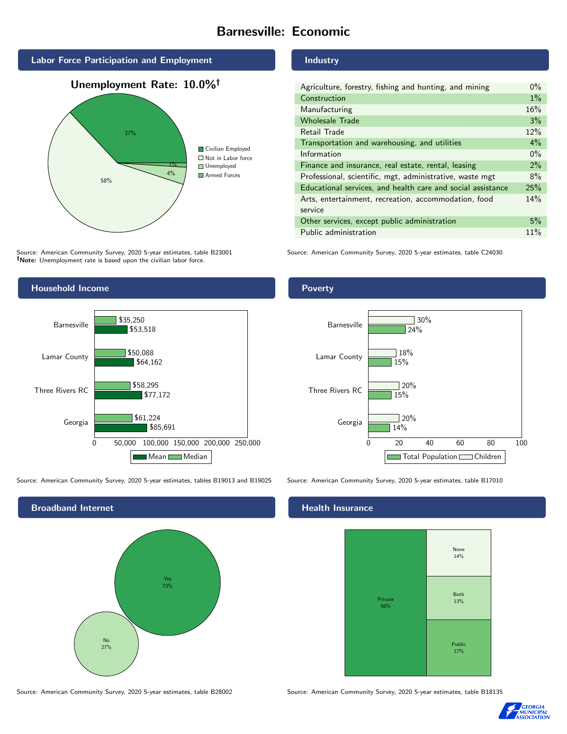# Barnesville: Economic

## Labor Force Participation and Employment

**Unemployment Rate: 10.0%†**

| Category | Percent |
|---|---|
| Civilian Employed | 37% |
| Not in Labor force | 58% |
| Unemployed | 4% |
| Armed Forces | 1% |

Source: American Community Survey, 2020 5-year estimates, table B23001
**†Note:** Unemployment rate is based upon the civilian labor force.

## Industry

| Industry | Percent |
|---|---|
| Agriculture, forestry, fishing and hunting, and mining | 0% |
| Construction | 1% |
| Manufacturing | 16% |
| Wholesale Trade | 3% |
| Retail Trade | 12% |
| Transportation and warehousing, and utilities | 4% |
| Information | 0% |
| Finance and insurance, real estate, rental, leasing | 2% |
| Professional, scientific, mgt, administrative, waste mgt | 8% |
| Educational services, and health care and social assistance | 25% |
| Arts, entertainment, recreation, accommodation, food service | 14% |
| Other services, except public administration | 5% |
| Public administration | 11% |

Source: American Community Survey, 2020 5-year estimates, table C24030

## Household Income

| Area | Median | Mean |
|---|---|---|
| Barnesville | $35,250 | $53,518 |
| Lamar County | $50,088 | $64,162 |
| Three Rivers RC | $58,295 | $77,172 |
| Georgia | $61,224 | $85,691 |

Source: American Community Survey, 2020 5-year estimates, tables B19013 and B19025

## Poverty

| Area | Children | Total Population |
|---|---|---|
| Barnesville | 30% | 24% |
| Lamar County | 18% | 15% |
| Three Rivers RC | 20% | 15% |
| Georgia | 20% | 14% |

Source: American Community Survey, 2020 5-year estimates, table B17010

## Broadband Internet

| Response | Percent |
|---|---|
| Yes | 73% |
| No | 27% |

Source: American Community Survey, 2020 5-year estimates, table B28002

## Health Insurance

| Type | Percent |
|---|---|
| Private | 56% |
| None | 14% |
| Both | 13% |
| Public | 17% |

Source: American Community Survey, 2020 5-year estimates, table B18135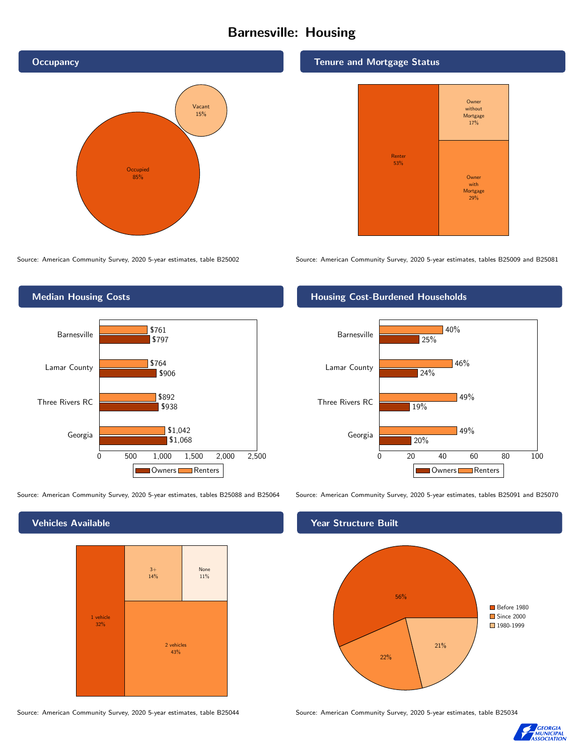# Barnesville: Housing

## Occupancy

Vacant
15%

Occupied
85%

Source: American Community Survey, 2020 5-year estimates, table B25002

## Tenure and Mortgage Status

Renter
53%

Owner without Mortgage
17%

Owner with Mortgage
29%

Source: American Community Survey, 2020 5-year estimates, tables B25009 and B25081

## Median Housing Costs

Barnesville
$761
$797

Lamar County
$764
$906

Three Rivers RC
$892
$938

Georgia
$1,042
$1,068

0 500 1,000 1,500 2,000 2,500

Owners Renters

Source: American Community Survey, 2020 5-year estimates, tables B25088 and B25064

## Housing Cost-Burdened Households

Barnesville
40%
25%

Lamar County
46%
24%

Three Rivers RC
49%
19%

Georgia
49%
20%

0 20 40 60 80 100

Owners Renters

Source: American Community Survey, 2020 5-year estimates, tables B25091 and B25070

## Vehicles Available

1 vehicle
32%

3+
14%

None
11%

2 vehicles
43%

Source: American Community Survey, 2020 5-year estimates, table B25044

## Year Structure Built

56%
22%
21%

Before 1980
Since 2000
1980-1999

Source: American Community Survey, 2020 5-year estimates, table B25034